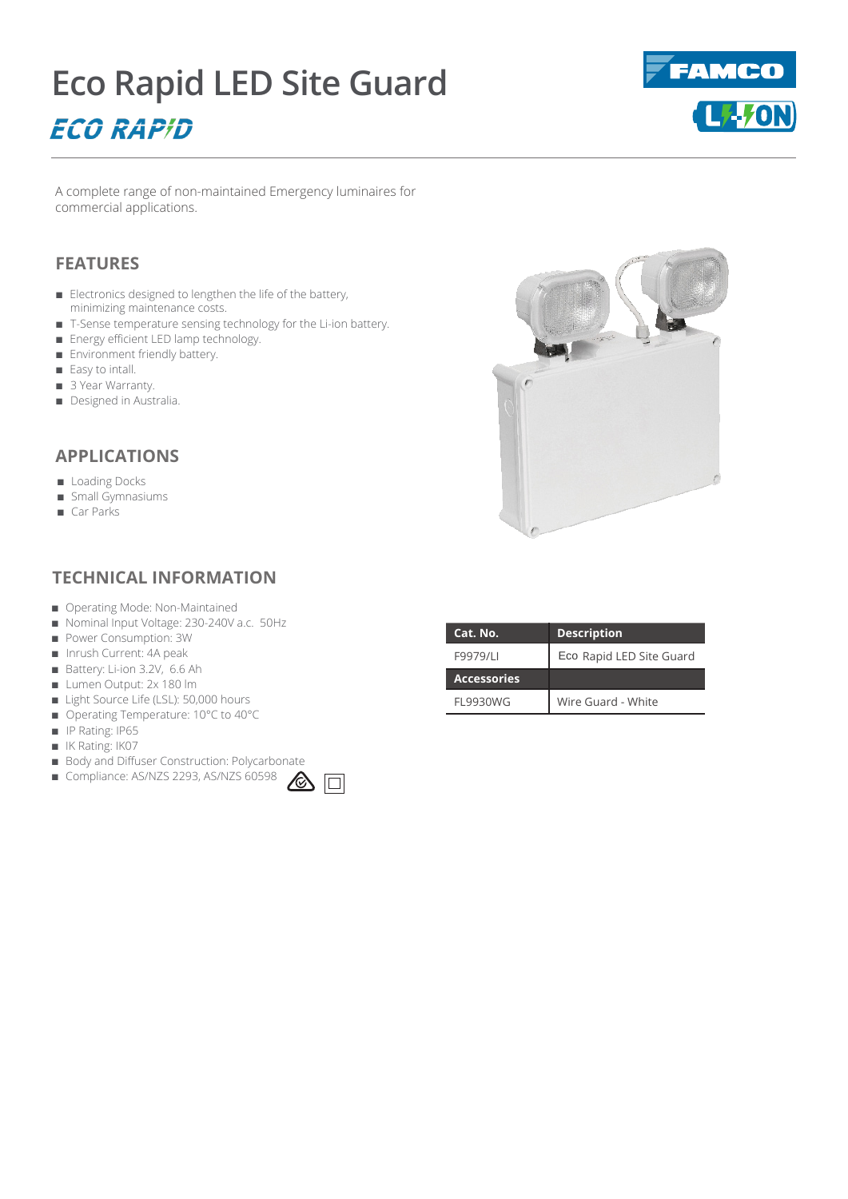# Eco Rapid LED Site Guard

ECO RAPID

FAMCO

LI-ON

A complete range of non-maintained Emergency luminaires for commercial applications.

## FEATURES

- Electronics designed to lengthen the life of the battery, minimizing maintenance costs.
- T-Sense temperature sensing technology for the Li-ion battery.
- Energy efficient LED lamp technology.
- Environment friendly battery.
- Easy to intall.
- 3 Year Warranty.
- Designed in Australia.

## APPLICATIONS

- Loading Docks
- Small Gymnasiums
- Car Parks

## TECHNICAL INFORMATION

- Operating Mode: Non-Maintained
- Nominal Input Voltage: 230-240V a.c. 50Hz
- Power Consumption: 3W
- Inrush Current: 4A peak
- Battery: Li-ion 3.2V, 6.6 Ah
- Lumen Output: 2x 180 lm
- Light Source Life (LSL): 50,000 hours
- Operating Temperature: 10°C to 40°C
- IP Rating: IP65
- IK Rating: IK07
- Body and Diffuser Construction: Polycarbonate
- Compliance: AS/NZS 2293, AS/NZS 60598

| Cat. No. | Description |
|---|---|
| F9979/LI | Eco Rapid LED Site Guard |
| **Accessories** | |
| FL9930WG | Wire Guard - White |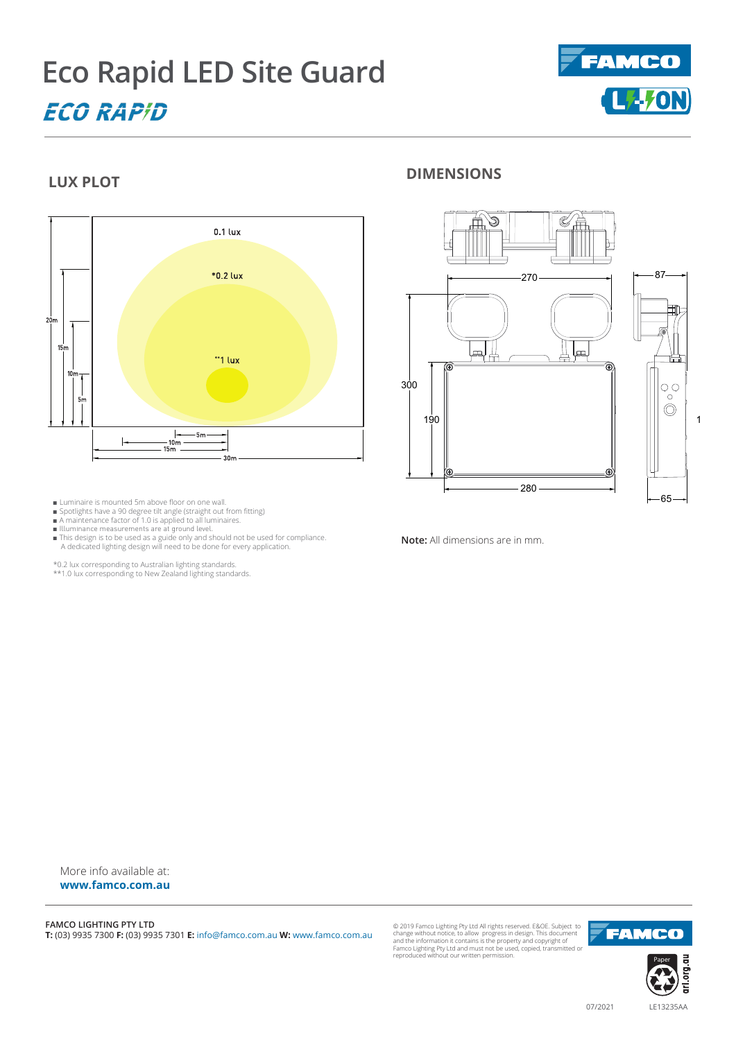# Eco Rapid LED Site Guard

*ECO RAPID*

## LUX PLOT

0.1 lux

*0.2 lux

**1 lux

20m
15m
10m
5m

5m
10m
15m
30m

- Luminaire is mounted 5m above floor on one wall.
- Spotlights have a 90 degree tilt angle (straight out from fitting)
- A maintenance factor of 1.0 is applied to all luminaires.
- Illuminance measurements are at ground level.
- This design is to be used as a guide only and should not be used for compliance. A dedicated lighting design will need to be done for every application.

*0.2 lux corresponding to Australian lighting standards.
**1.0 lux corresponding to New Zealand lighting standards.

## DIMENSIONS

270
87
300
190
280
65

**Note:** All dimensions are in mm.

More info available at:
**www.famco.com.au**

**FAMCO LIGHTING PTY LTD**
**T:** (03) 9935 7300 **F:** (03) 9935 7301 **E:** info@famco.com.au **W:** www.famco.com.au

© 2019 Famco Lighting Pty Ltd All rights reserved. E&OE. Subject to change without notice, to allow progress in design. This document and the information it contains is the property and copyright of Famco Lighting Pty Ltd and must not be used, copied, transmitted or reproduced without our written permission.

07/2021 LE13235AA